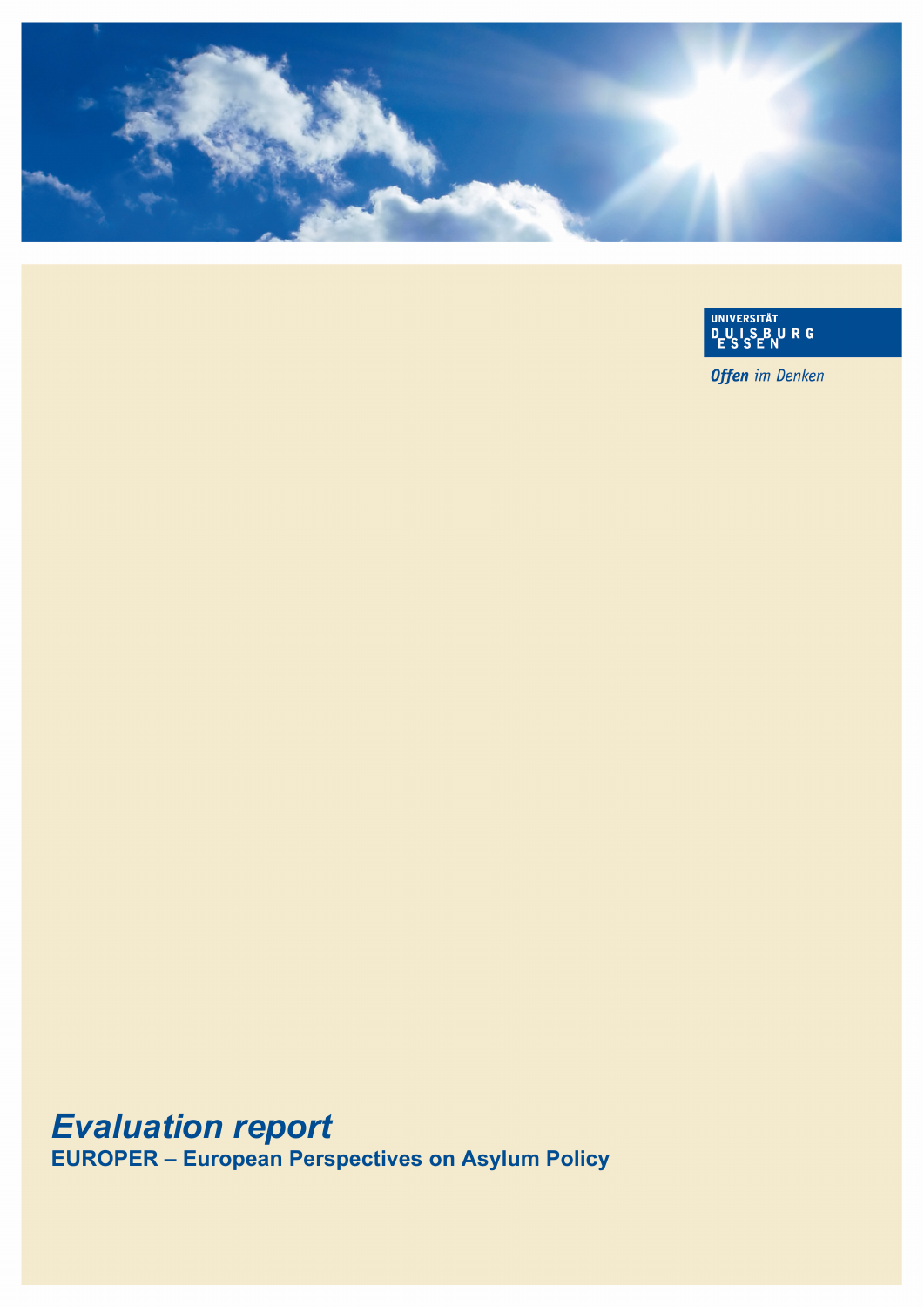UNIVERSITÄT
DUISBURG
ESSEN

*Offen im Denken*

# *Evaluation report*

**EUROPER – European Perspectives on Asylum Policy**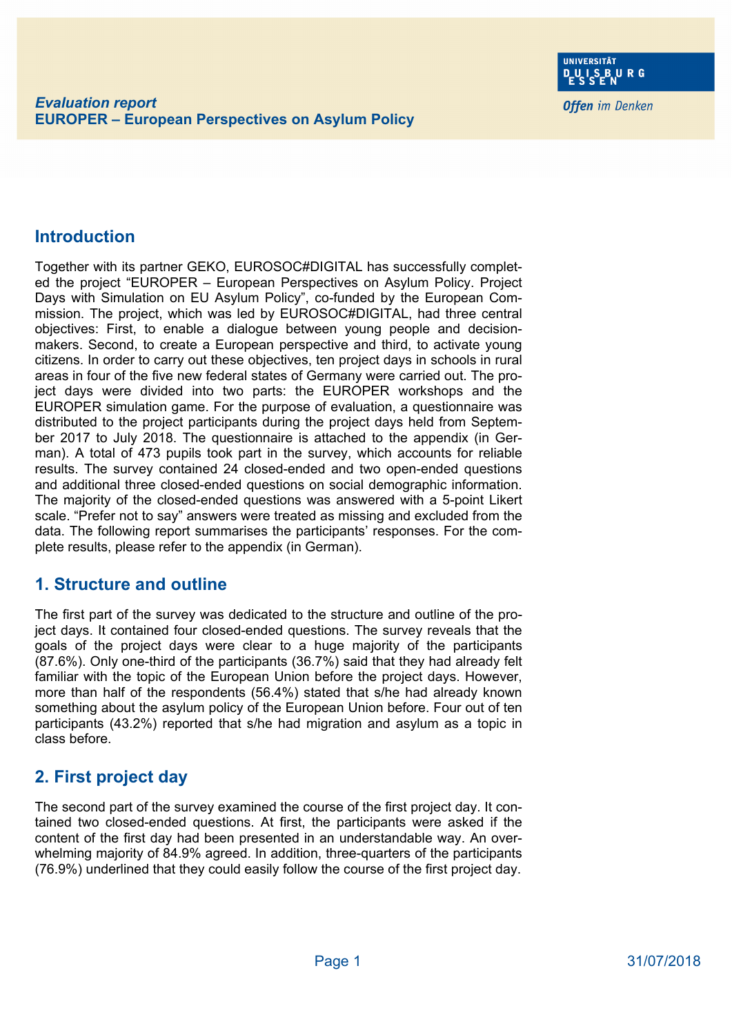*Evaluation report*
**EUROPER – European Perspectives on Asylum Policy**

## Introduction

Together with its partner GEKO, EUROSOC#DIGITAL has successfully completed the project “EUROPER – European Perspectives on Asylum Policy. Project Days with Simulation on EU Asylum Policy”, co-funded by the European Commission. The project, which was led by EUROSOC#DIGITAL, had three central objectives: First, to enable a dialogue between young people and decision-makers. Second, to create a European perspective and third, to activate young citizens. In order to carry out these objectives, ten project days in schools in rural areas in four of the five new federal states of Germany were carried out. The project days were divided into two parts: the EUROPER workshops and the EUROPER simulation game. For the purpose of evaluation, a questionnaire was distributed to the project participants during the project days held from September 2017 to July 2018. The questionnaire is attached to the appendix (in German). A total of 473 pupils took part in the survey, which accounts for reliable results. The survey contained 24 closed-ended and two open-ended questions and additional three closed-ended questions on social demographic information. The majority of the closed-ended questions was answered with a 5-point Likert scale. “Prefer not to say” answers were treated as missing and excluded from the data. The following report summarises the participants’ responses. For the complete results, please refer to the appendix (in German).

## 1. Structure and outline

The first part of the survey was dedicated to the structure and outline of the project days. It contained four closed-ended questions. The survey reveals that the goals of the project days were clear to a huge majority of the participants (87.6%). Only one-third of the participants (36.7%) said that they had already felt familiar with the topic of the European Union before the project days. However, more than half of the respondents (56.4%) stated that s/he had already known something about the asylum policy of the European Union before. Four out of ten participants (43.2%) reported that s/he had migration and asylum as a topic in class before.

## 2. First project day

The second part of the survey examined the course of the first project day. It contained two closed-ended questions. At first, the participants were asked if the content of the first day had been presented in an understandable way. An overwhelming majority of 84.9% agreed. In addition, three-quarters of the participants (76.9%) underlined that they could easily follow the course of the first project day.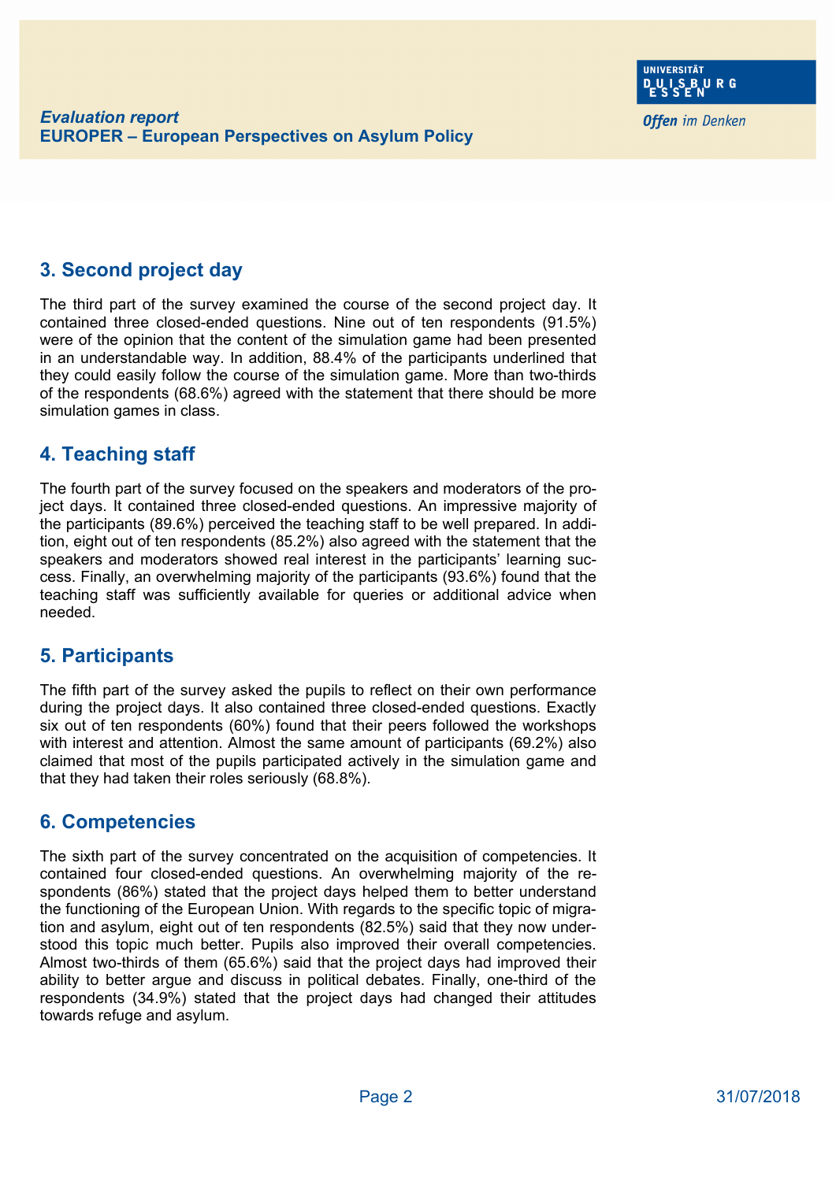## 3. Second project day

The third part of the survey examined the course of the second project day. It contained three closed-ended questions. Nine out of ten respondents (91.5%) were of the opinion that the content of the simulation game had been presented in an understandable way. In addition, 88.4% of the participants underlined that they could easily follow the course of the simulation game. More than two-thirds of the respondents (68.6%) agreed with the statement that there should be more simulation games in class.

## 4. Teaching staff

The fourth part of the survey focused on the speakers and moderators of the project days. It contained three closed-ended questions. An impressive majority of the participants (89.6%) perceived the teaching staff to be well prepared. In addition, eight out of ten respondents (85.2%) also agreed with the statement that the speakers and moderators showed real interest in the participants' learning success. Finally, an overwhelming majority of the participants (93.6%) found that the teaching staff was sufficiently available for queries or additional advice when needed.

## 5. Participants

The fifth part of the survey asked the pupils to reflect on their own performance during the project days. It also contained three closed-ended questions. Exactly six out of ten respondents (60%) found that their peers followed the workshops with interest and attention. Almost the same amount of participants (69.2%) also claimed that most of the pupils participated actively in the simulation game and that they had taken their roles seriously (68.8%).

## 6. Competencies

The sixth part of the survey concentrated on the acquisition of competencies. It contained four closed-ended questions. An overwhelming majority of the respondents (86%) stated that the project days helped them to better understand the functioning of the European Union. With regards to the specific topic of migration and asylum, eight out of ten respondents (82.5%) said that they now understood this topic much better. Pupils also improved their overall competencies. Almost two-thirds of them (65.6%) said that the project days had improved their ability to better argue and discuss in political debates. Finally, one-third of the respondents (34.9%) stated that the project days had changed their attitudes towards refuge and asylum.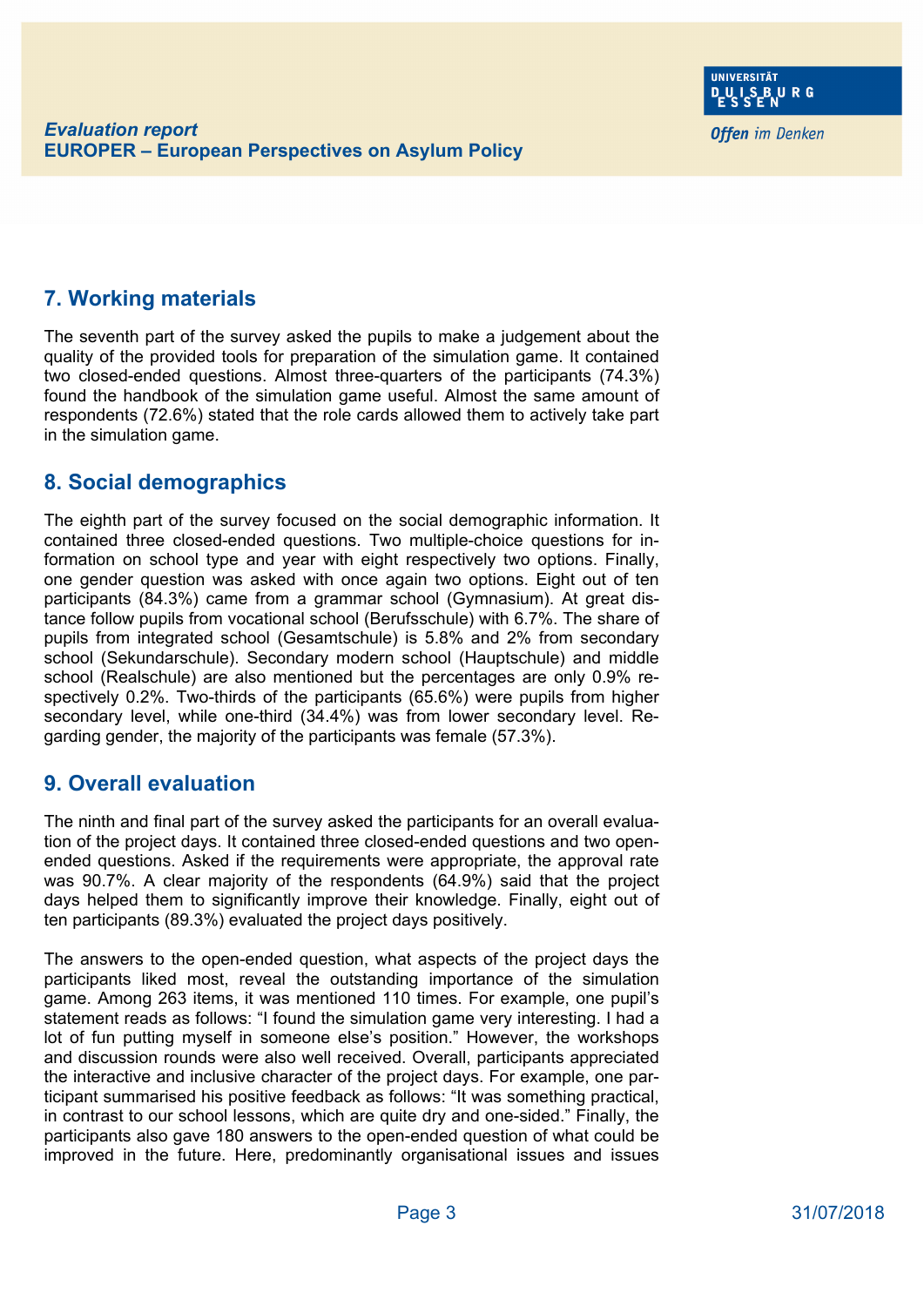## 7. Working materials

The seventh part of the survey asked the pupils to make a judgement about the quality of the provided tools for preparation of the simulation game. It contained two closed-ended questions. Almost three-quarters of the participants (74.3%) found the handbook of the simulation game useful. Almost the same amount of respondents (72.6%) stated that the role cards allowed them to actively take part in the simulation game.

## 8. Social demographics

The eighth part of the survey focused on the social demographic information. It contained three closed-ended questions. Two multiple-choice questions for information on school type and year with eight respectively two options. Finally, one gender question was asked with once again two options. Eight out of ten participants (84.3%) came from a grammar school (Gymnasium). At great distance follow pupils from vocational school (Berufsschule) with 6.7%. The share of pupils from integrated school (Gesamtschule) is 5.8% and 2% from secondary school (Sekundarschule). Secondary modern school (Hauptschule) and middle school (Realschule) are also mentioned but the percentages are only 0.9% respectively 0.2%. Two-thirds of the participants (65.6%) were pupils from higher secondary level, while one-third (34.4%) was from lower secondary level. Regarding gender, the majority of the participants was female (57.3%).

## 9. Overall evaluation

The ninth and final part of the survey asked the participants for an overall evaluation of the project days. It contained three closed-ended questions and two open-ended questions. Asked if the requirements were appropriate, the approval rate was 90.7%. A clear majority of the respondents (64.9%) said that the project days helped them to significantly improve their knowledge. Finally, eight out of ten participants (89.3%) evaluated the project days positively.

The answers to the open-ended question, what aspects of the project days the participants liked most, reveal the outstanding importance of the simulation game. Among 263 items, it was mentioned 110 times. For example, one pupil's statement reads as follows: "I found the simulation game very interesting. I had a lot of fun putting myself in someone else's position." However, the workshops and discussion rounds were also well received. Overall, participants appreciated the interactive and inclusive character of the project days. For example, one participant summarised his positive feedback as follows: "It was something practical, in contrast to our school lessons, which are quite dry and one-sided." Finally, the participants also gave 180 answers to the open-ended question of what could be improved in the future. Here, predominantly organisational issues and issues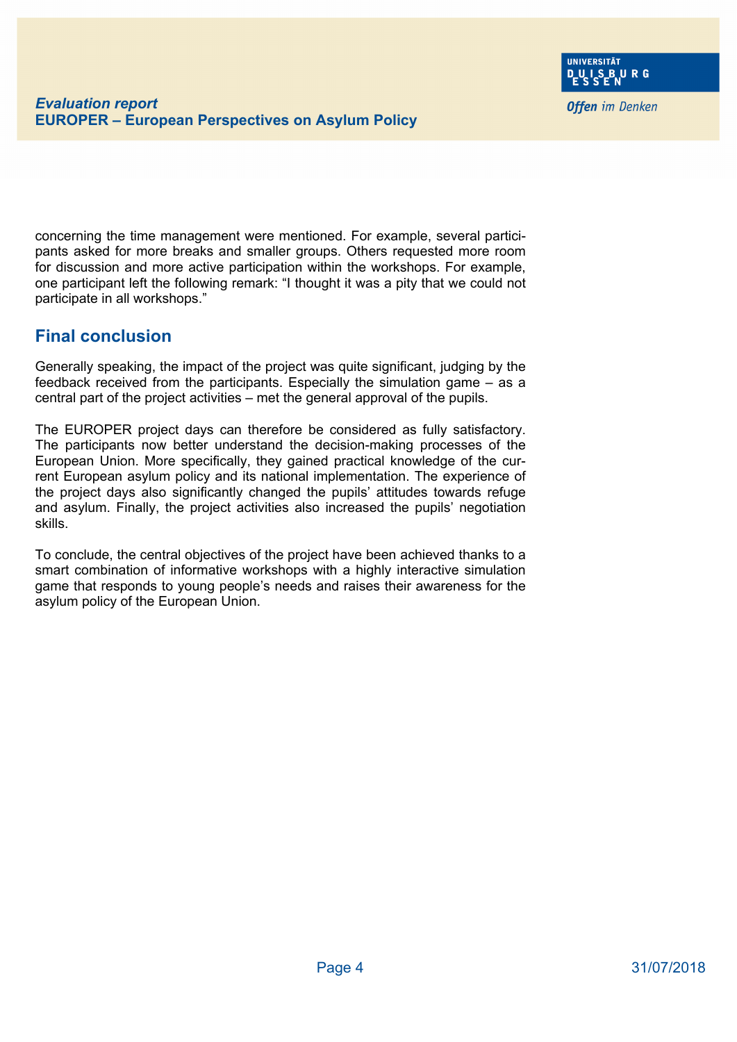concerning the time management were mentioned. For example, several participants asked for more breaks and smaller groups. Others requested more room for discussion and more active participation within the workshops. For example, one participant left the following remark: "I thought it was a pity that we could not participate in all workshops."

## Final conclusion

Generally speaking, the impact of the project was quite significant, judging by the feedback received from the participants. Especially the simulation game – as a central part of the project activities – met the general approval of the pupils.

The EUROPER project days can therefore be considered as fully satisfactory. The participants now better understand the decision-making processes of the European Union. More specifically, they gained practical knowledge of the current European asylum policy and its national implementation. The experience of the project days also significantly changed the pupils' attitudes towards refuge and asylum. Finally, the project activities also increased the pupils' negotiation skills.

To conclude, the central objectives of the project have been achieved thanks to a smart combination of informative workshops with a highly interactive simulation game that responds to young people's needs and raises their awareness for the asylum policy of the European Union.